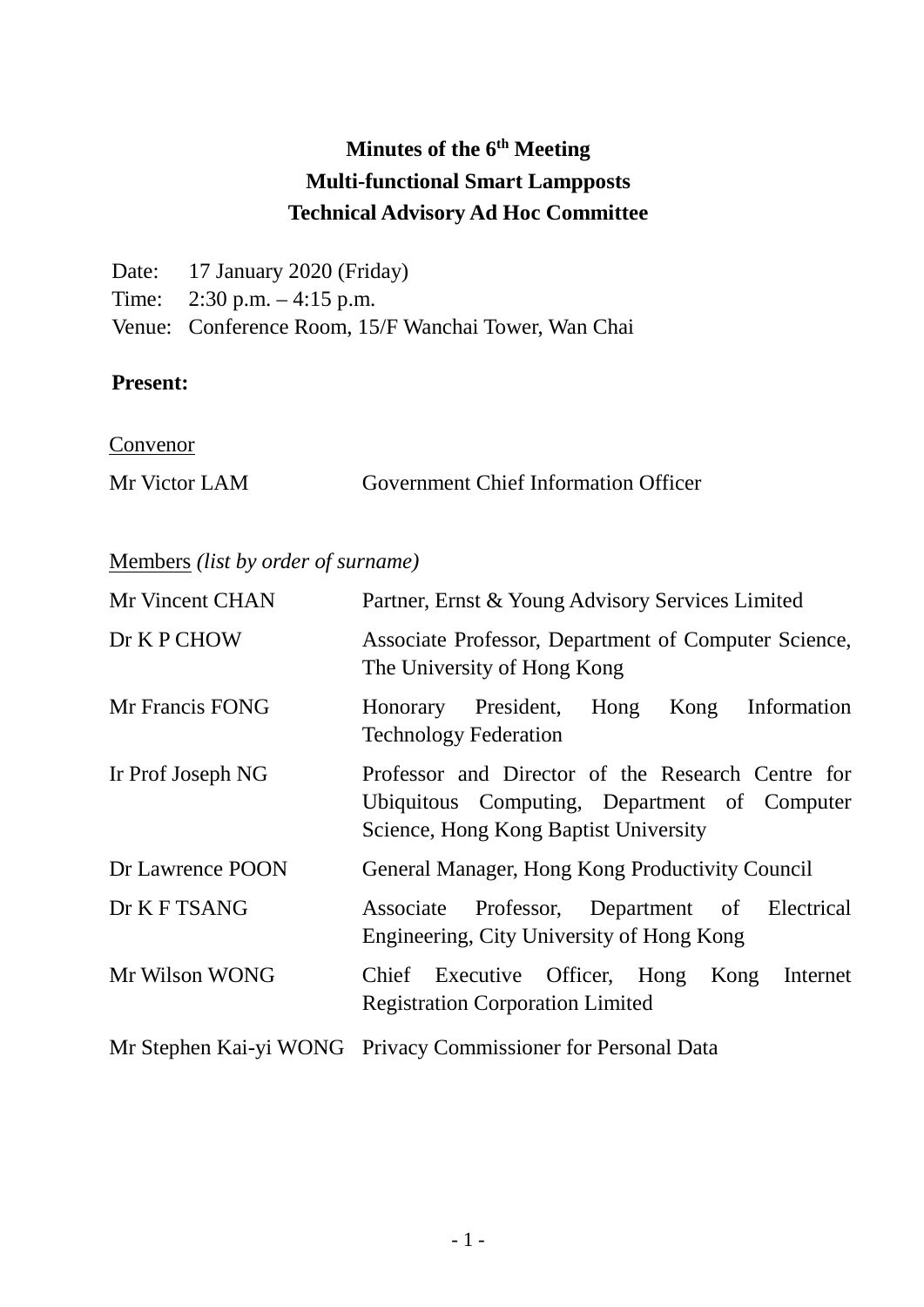# Minutes of the 6th Meeting
# Multi-functional Smart Lampposts
# Technical Advisory Ad Hoc Committee

Date: 17 January 2020 (Friday)
Time: 2:30 p.m. – 4:15 p.m.
Venue: Conference Room, 15/F Wanchai Tower, Wan Chai

**Present:**

Convenor

| | |
|---|---|
| Mr Victor LAM | Government Chief Information Officer |

Members *(list by order of surname)*

| | |
|---|---|
| Mr Vincent CHAN | Partner, Ernst & Young Advisory Services Limited |
| Dr K P CHOW | Associate Professor, Department of Computer Science, The University of Hong Kong |
| Mr Francis FONG | Honorary President, Hong Kong Information Technology Federation |
| Ir Prof Joseph NG | Professor and Director of the Research Centre for Ubiquitous Computing, Department of Computer Science, Hong Kong Baptist University |
| Dr Lawrence POON | General Manager, Hong Kong Productivity Council |
| Dr K F TSANG | Associate Professor, Department of Electrical Engineering, City University of Hong Kong |
| Mr Wilson WONG | Chief Executive Officer, Hong Kong Internet Registration Corporation Limited |
| Mr Stephen Kai-yi WONG | Privacy Commissioner for Personal Data |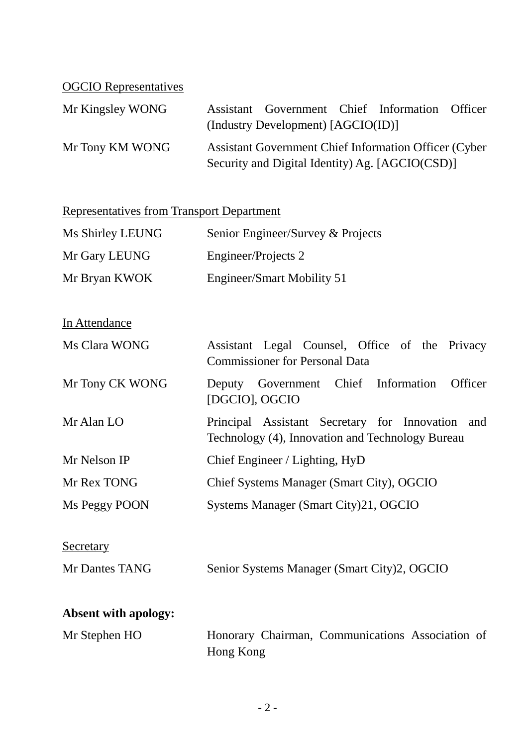OGCIO Representatives

| | |
|---|---|
| Mr Kingsley WONG | Assistant Government Chief Information Officer (Industry Development) [AGCIO(ID)] |
| Mr Tony KM WONG | Assistant Government Chief Information Officer (Cyber Security and Digital Identity) Ag. [AGCIO(CSD)] |

Representatives from Transport Department

| | |
|---|---|
| Ms Shirley LEUNG | Senior Engineer/Survey & Projects |
| Mr Gary LEUNG | Engineer/Projects 2 |
| Mr Bryan KWOK | Engineer/Smart Mobility 51 |

In Attendance

| | |
|---|---|
| Ms Clara WONG | Assistant Legal Counsel, Office of the Privacy Commissioner for Personal Data |
| Mr Tony CK WONG | Deputy Government Chief Information Officer [DGCIO], OGCIO |
| Mr Alan LO | Principal Assistant Secretary for Innovation and Technology (4), Innovation and Technology Bureau |
| Mr Nelson IP | Chief Engineer / Lighting, HyD |
| Mr Rex TONG | Chief Systems Manager (Smart City), OGCIO |
| Ms Peggy POON | Systems Manager (Smart City)21, OGCIO |

Secretary

| | |
|---|---|
| Mr Dantes TANG | Senior Systems Manager (Smart City)2, OGCIO |

**Absent with apology:**

| | |
|---|---|
| Mr Stephen HO | Honorary Chairman, Communications Association of Hong Kong |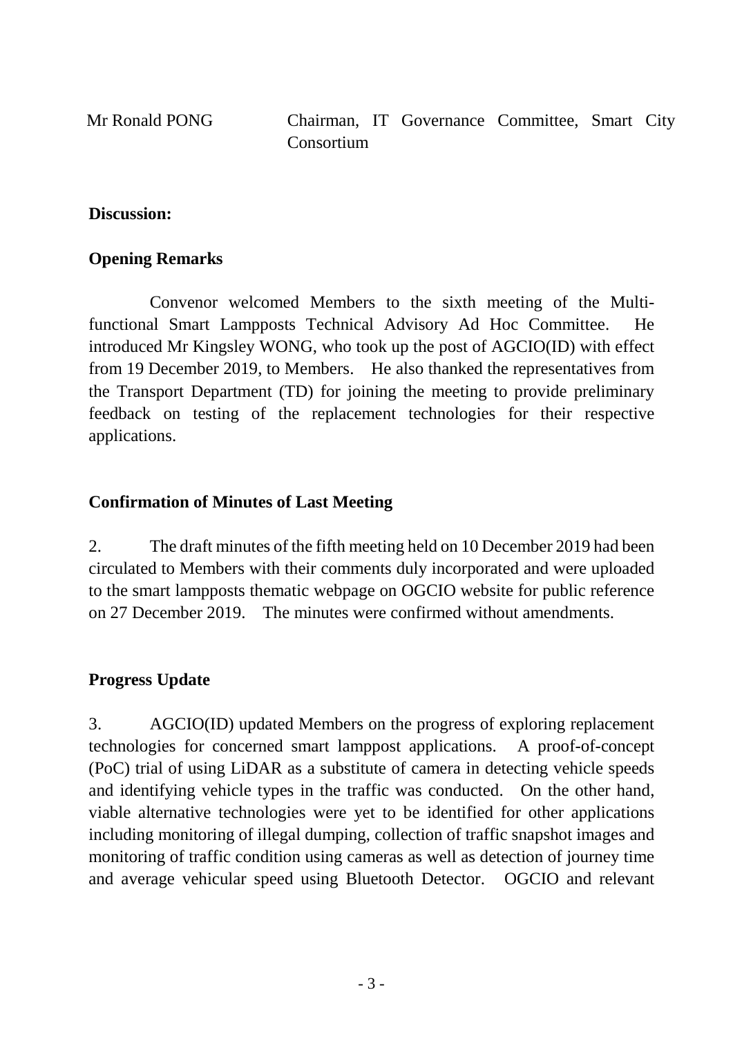Mr Ronald PONG — Chairman, IT Governance Committee, Smart City Consortium

**Discussion:**

**Opening Remarks**

Convenor welcomed Members to the sixth meeting of the Multi-functional Smart Lampposts Technical Advisory Ad Hoc Committee. He introduced Mr Kingsley WONG, who took up the post of AGCIO(ID) with effect from 19 December 2019, to Members. He also thanked the representatives from the Transport Department (TD) for joining the meeting to provide preliminary feedback on testing of the replacement technologies for their respective applications.

**Confirmation of Minutes of Last Meeting**

2. The draft minutes of the fifth meeting held on 10 December 2019 had been circulated to Members with their comments duly incorporated and were uploaded to the smart lampposts thematic webpage on OGCIO website for public reference on 27 December 2019. The minutes were confirmed without amendments.

**Progress Update**

3. AGCIO(ID) updated Members on the progress of exploring replacement technologies for concerned smart lamppost applications. A proof-of-concept (PoC) trial of using LiDAR as a substitute of camera in detecting vehicle speeds and identifying vehicle types in the traffic was conducted. On the other hand, viable alternative technologies were yet to be identified for other applications including monitoring of illegal dumping, collection of traffic snapshot images and monitoring of traffic condition using cameras as well as detection of journey time and average vehicular speed using Bluetooth Detector. OGCIO and relevant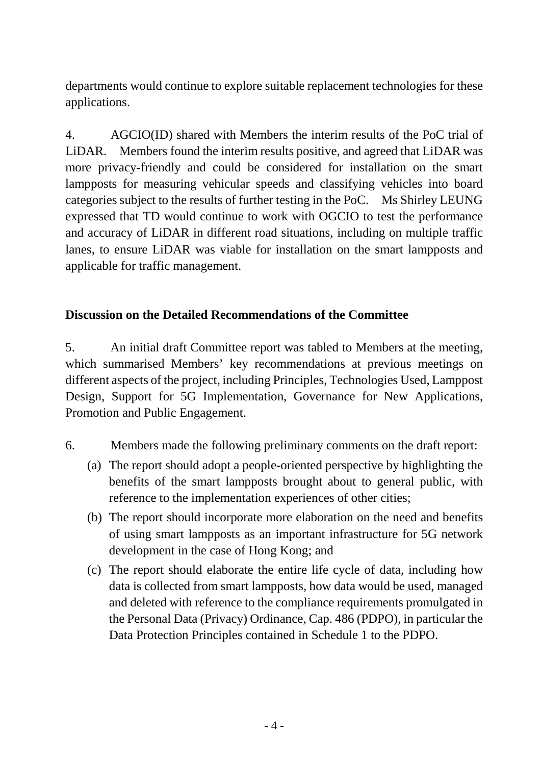departments would continue to explore suitable replacement technologies for these applications.

4. AGCIO(ID) shared with Members the interim results of the PoC trial of LiDAR. Members found the interim results positive, and agreed that LiDAR was more privacy-friendly and could be considered for installation on the smart lampposts for measuring vehicular speeds and classifying vehicles into board categories subject to the results of further testing in the PoC. Ms Shirley LEUNG expressed that TD would continue to work with OGCIO to test the performance and accuracy of LiDAR in different road situations, including on multiple traffic lanes, to ensure LiDAR was viable for installation on the smart lampposts and applicable for traffic management.

**Discussion on the Detailed Recommendations of the Committee**

5. An initial draft Committee report was tabled to Members at the meeting, which summarised Members' key recommendations at previous meetings on different aspects of the project, including Principles, Technologies Used, Lamppost Design, Support for 5G Implementation, Governance for New Applications, Promotion and Public Engagement.

6. Members made the following preliminary comments on the draft report:

(a) The report should adopt a people-oriented perspective by highlighting the benefits of the smart lampposts brought about to general public, with reference to the implementation experiences of other cities;

(b) The report should incorporate more elaboration on the need and benefits of using smart lampposts as an important infrastructure for 5G network development in the case of Hong Kong; and

(c) The report should elaborate the entire life cycle of data, including how data is collected from smart lampposts, how data would be used, managed and deleted with reference to the compliance requirements promulgated in the Personal Data (Privacy) Ordinance, Cap. 486 (PDPO), in particular the Data Protection Principles contained in Schedule 1 to the PDPO.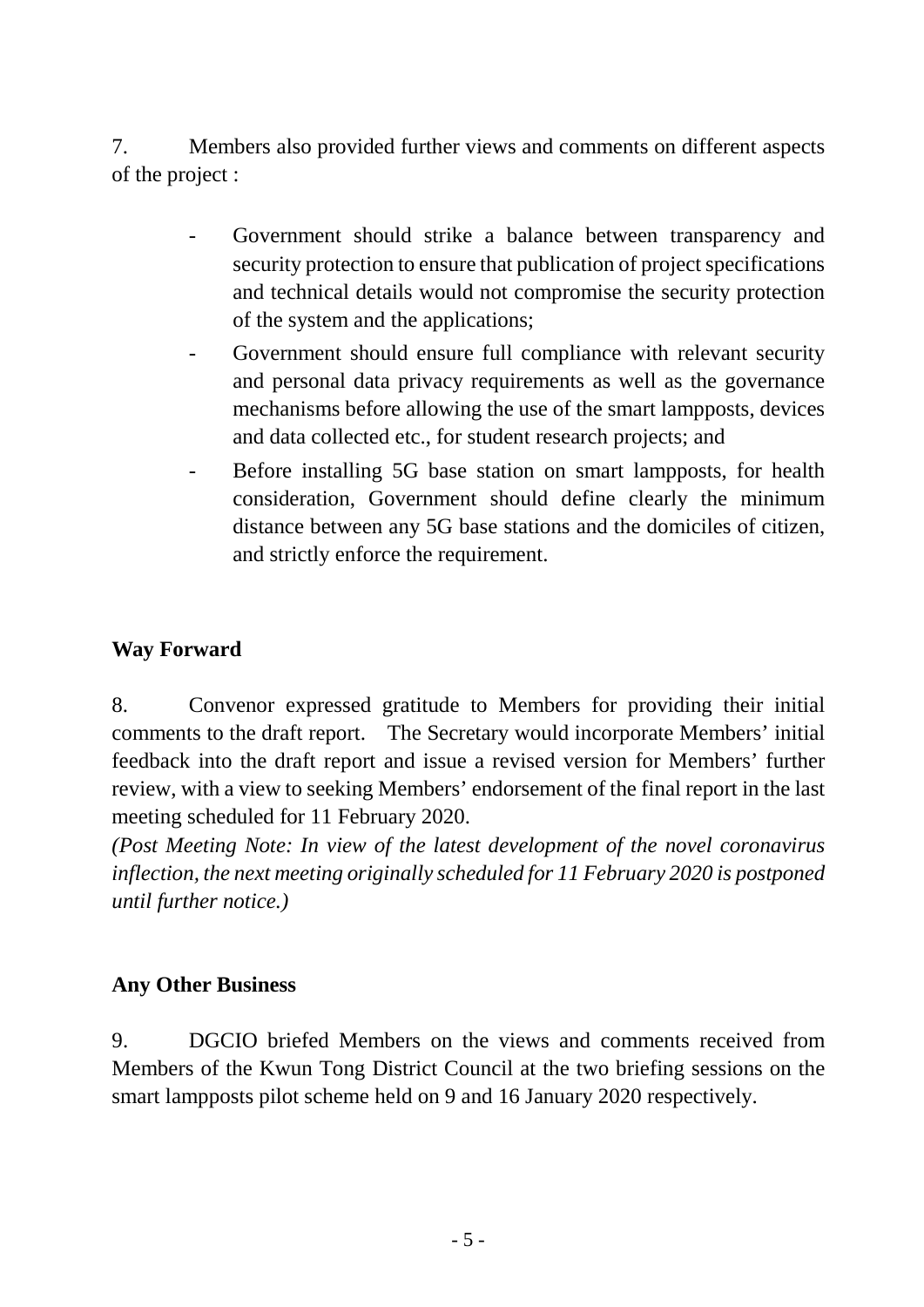7. Members also provided further views and comments on different aspects of the project :

- Government should strike a balance between transparency and security protection to ensure that publication of project specifications and technical details would not compromise the security protection of the system and the applications;
- Government should ensure full compliance with relevant security and personal data privacy requirements as well as the governance mechanisms before allowing the use of the smart lampposts, devices and data collected etc., for student research projects; and
- Before installing 5G base station on smart lampposts, for health consideration, Government should define clearly the minimum distance between any 5G base stations and the domiciles of citizen, and strictly enforce the requirement.

**Way Forward**

8. Convenor expressed gratitude to Members for providing their initial comments to the draft report. The Secretary would incorporate Members' initial feedback into the draft report and issue a revised version for Members' further review, with a view to seeking Members' endorsement of the final report in the last meeting scheduled for 11 February 2020.

*(Post Meeting Note: In view of the latest development of the novel coronavirus inflection, the next meeting originally scheduled for 11 February 2020 is postponed until further notice.)*

**Any Other Business**

9. DGCIO briefed Members on the views and comments received from Members of the Kwun Tong District Council at the two briefing sessions on the smart lampposts pilot scheme held on 9 and 16 January 2020 respectively.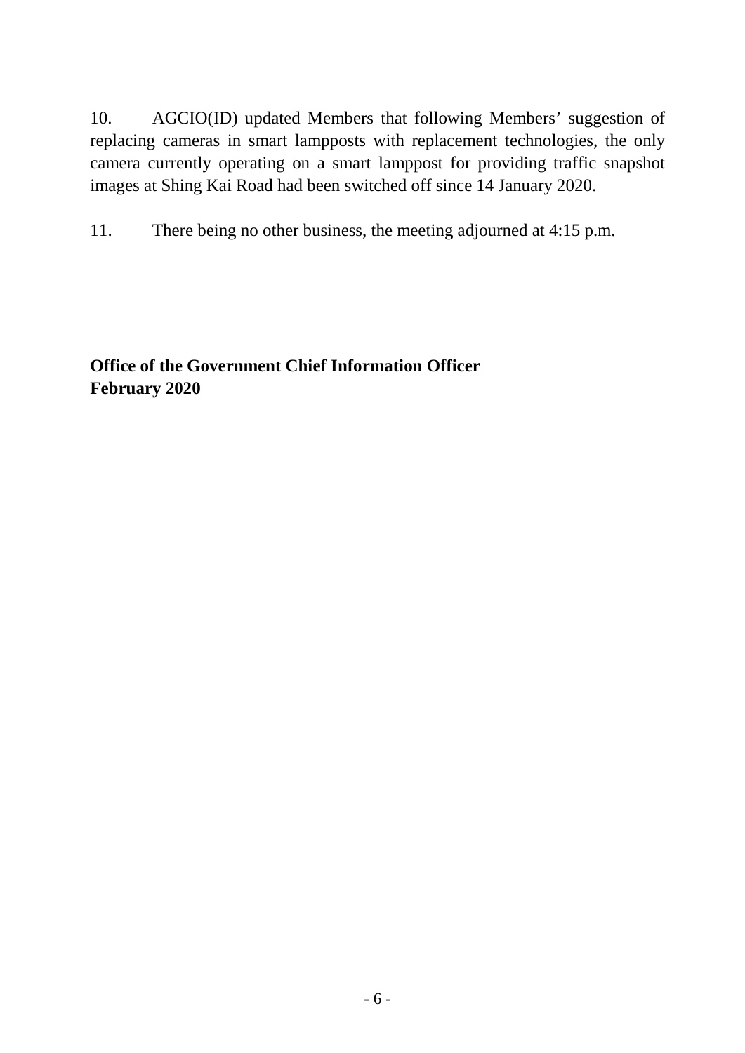10. AGCIO(ID) updated Members that following Members' suggestion of replacing cameras in smart lampposts with replacement technologies, the only camera currently operating on a smart lamppost for providing traffic snapshot images at Shing Kai Road had been switched off since 14 January 2020.

11. There being no other business, the meeting adjourned at 4:15 p.m.

**Office of the Government Chief Information Officer**
**February 2020**